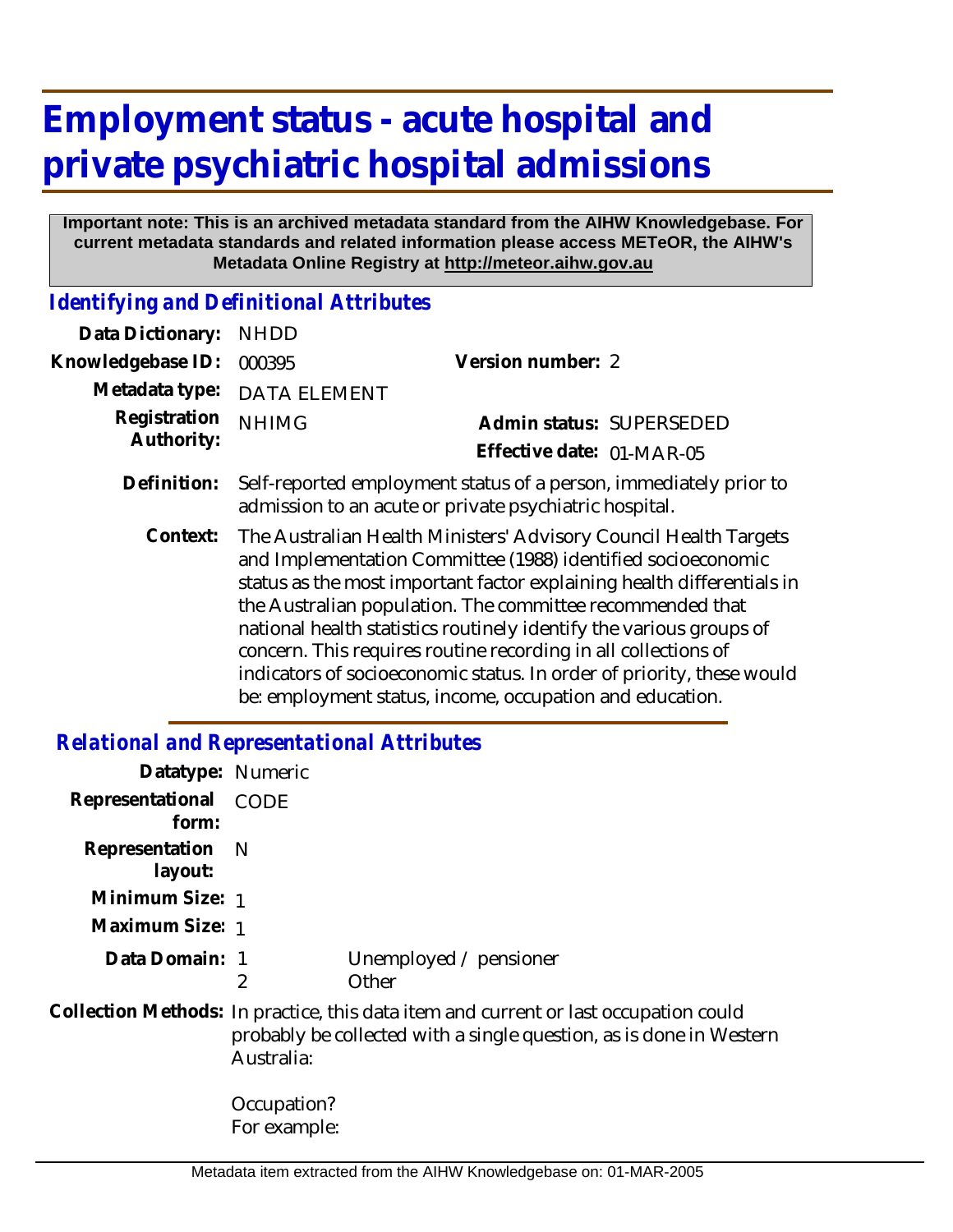# Employment status - acute hospital and private psychiatric hospital admissions

**Important note: This is an archived metadata standard from the AIHW Knowledgebase. For current metadata standards and related information please access METeOR, the AIHW's Metadata Online Registry at http://meteor.aihw.gov.au**

## *Identifying and Definitional Attributes*

**Data Dictionary:** NHDD

**Knowledgebase ID:** 000395

**Version number:** 2

**Metadata type:** DATA ELEMENT

**Registration Authority:** NHIMG

**Admin status:** SUPERSEDED

**Effective date:** 01-MAR-05

**Definition:** Self-reported employment status of a person, immediately prior to admission to an acute or private psychiatric hospital.

**Context:** The Australian Health Ministers' Advisory Council Health Targets and Implementation Committee (1988) identified socioeconomic status as the most important factor explaining health differentials in the Australian population. The committee recommended that national health statistics routinely identify the various groups of concern. This requires routine recording in all collections of indicators of socioeconomic status. In order of priority, these would be: employment status, income, occupation and education.

## *Relational and Representational Attributes*

**Datatype:** Numeric

**Representational form:** CODE

**Representation layout:** N

**Minimum Size:** 1

**Maximum Size:** 1

**Data Domain:**

| | |
|---|---|
| 1 | Unemployed / pensioner |
| 2 | Other |

**Collection Methods:** In practice, this data item and current or last occupation could probably be collected with a single question, as is done in Western Australia:

Occupation?
For example: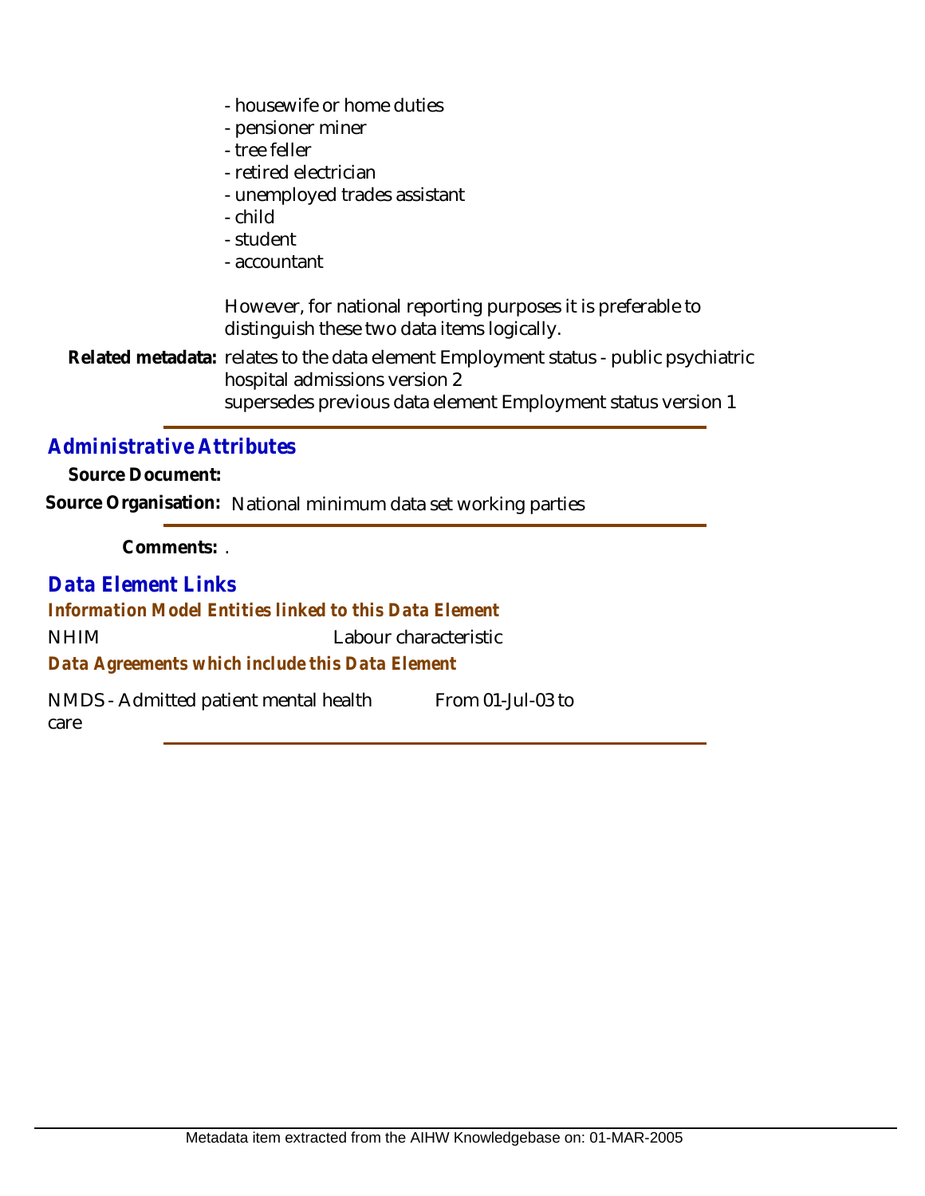- housewife or home duties
- pensioner miner
- tree feller
- retired electrician
- unemployed trades assistant
- child
- student
- accountant

However, for national reporting purposes it is preferable to distinguish these two data items logically.

**Related metadata:** relates to the data element Employment status - public psychiatric hospital admissions version 2
supersedes previous data element Employment status version 1

## Administrative Attributes

**Source Document:**

**Source Organisation:** National minimum data set working parties

**Comments:** .

## Data Element Links

### Information Model Entities linked to this Data Element

| | |
|---|---|
| NHIM | Labour characteristic |

### Data Agreements which include this Data Element

| | |
|---|---|
| NMDS - Admitted patient mental health care | From 01-Jul-03 to |

Metadata item extracted from the AIHW Knowledgebase on: 01-MAR-2005